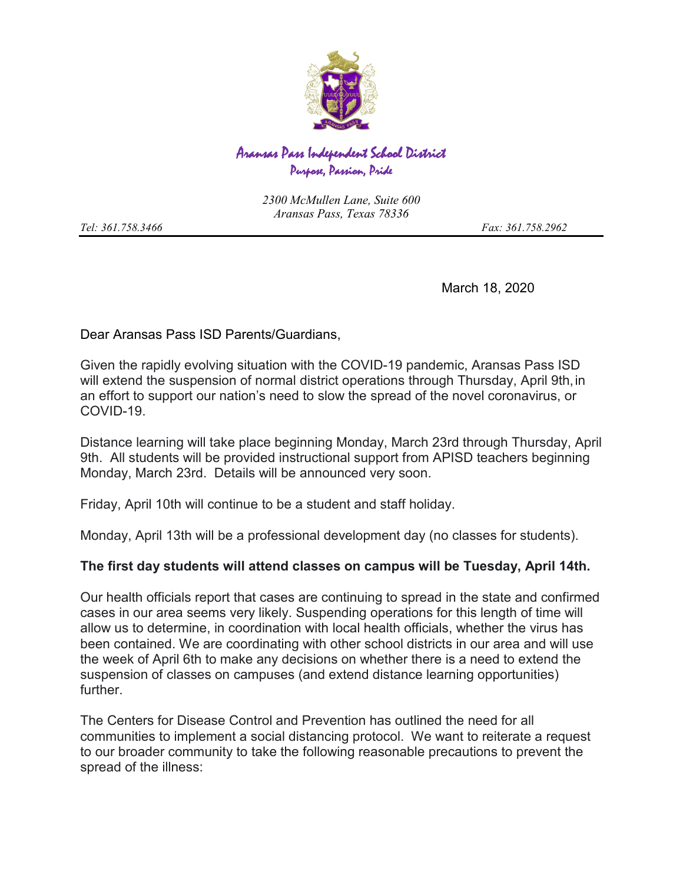# Aransas Pass Independent School District

*Purpose, Passion, Pride*

*2300 McMullen Lane, Suite 600*
*Aransas Pass, Texas 78336*

*Tel: 361.758.3466* *Fax: 361.758.2962*

March 18, 2020

Dear Aransas Pass ISD Parents/Guardians,

Given the rapidly evolving situation with the COVID-19 pandemic, Aransas Pass ISD will extend the suspension of normal district operations through Thursday, April 9th, in an effort to support our nation's need to slow the spread of the novel coronavirus, or COVID-19.

Distance learning will take place beginning Monday, March 23rd through Thursday, April 9th. All students will be provided instructional support from APISD teachers beginning Monday, March 23rd. Details will be announced very soon.

Friday, April 10th will continue to be a student and staff holiday.

Monday, April 13th will be a professional development day (no classes for students).

**The first day students will attend classes on campus will be Tuesday, April 14th.**

Our health officials report that cases are continuing to spread in the state and confirmed cases in our area seems very likely. Suspending operations for this length of time will allow us to determine, in coordination with local health officials, whether the virus has been contained. We are coordinating with other school districts in our area and will use the week of April 6th to make any decisions on whether there is a need to extend the suspension of classes on campuses (and extend distance learning opportunities) further.

The Centers for Disease Control and Prevention has outlined the need for all communities to implement a social distancing protocol. We want to reiterate a request to our broader community to take the following reasonable precautions to prevent the spread of the illness: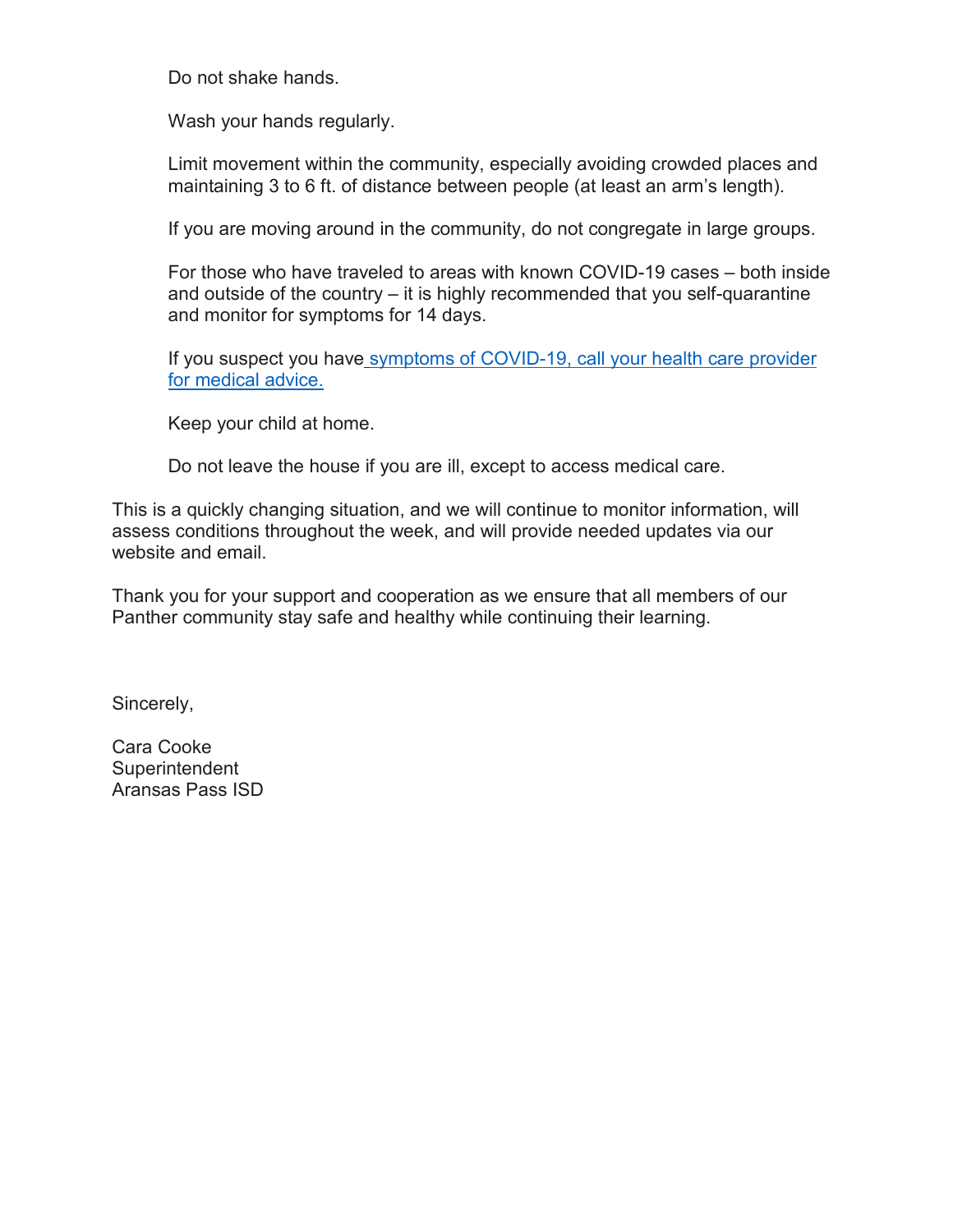Do not shake hands.

Wash your hands regularly.

Limit movement within the community, especially avoiding crowded places and maintaining 3 to 6 ft. of distance between people (at least an arm's length).

If you are moving around in the community, do not congregate in large groups.

For those who have traveled to areas with known COVID-19 cases – both inside and outside of the country – it is highly recommended that you self-quarantine and monitor for symptoms for 14 days.

If you suspect you have symptoms of COVID-19, call your health care provider for medical advice.

Keep your child at home.

Do not leave the house if you are ill, except to access medical care.

This is a quickly changing situation, and we will continue to monitor information, will assess conditions throughout the week, and will provide needed updates via our website and email.

Thank you for your support and cooperation as we ensure that all members of our Panther community stay safe and healthy while continuing their learning.

Sincerely,

Cara Cooke
Superintendent
Aransas Pass ISD